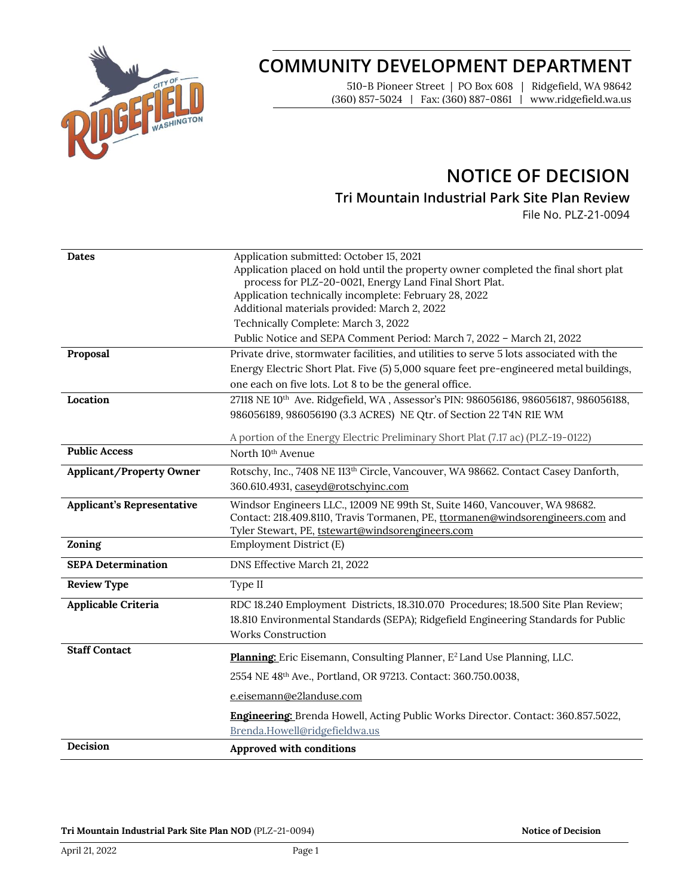# COMMUNITY DEVELOPMENT DEPARTMENT

510-B Pioneer Street | PO Box 608 | Ridgefield, WA 98642
(360) 857-5024 | Fax: (360) 887-0861 | www.ridgefield.wa.us

# NOTICE OF DECISION

## Tri Mountain Industrial Park Site Plan Review

File No. PLZ-21-0094

| | |
|---|---|
| **Dates** | Application submitted: October 15, 2021<br>Application placed on hold until the property owner completed the final short plat process for PLZ-20-0021, Energy Land Final Short Plat.<br>Application technically incomplete: February 28, 2022<br>Additional materials provided: March 2, 2022<br>Technically Complete: March 3, 2022<br>Public Notice and SEPA Comment Period: March 7, 2022 – March 21, 2022 |
| **Proposal** | Private drive, stormwater facilities, and utilities to serve 5 lots associated with the Energy Electric Short Plat. Five (5) 5,000 square feet pre-engineered metal buildings, one each on five lots. Lot 8 to be the general office. |
| **Location** | 27118 NE 10th Ave. Ridgefield, WA , Assessor's PIN: 986056186, 986056187, 986056188, 986056189, 986056190 (3.3 ACRES) NE Qtr. of Section 22 T4N R1E WM<br><br>A portion of the Energy Electric Preliminary Short Plat (7.17 ac) (PLZ-19-0122) |
| **Public Access** | North 10th Avenue |
| **Applicant/Property Owner** | Rotschy, Inc., 7408 NE 113th Circle, Vancouver, WA 98662. Contact Casey Danforth, 360.610.4931, caseyd@rotschyinc.com |
| **Applicant's Representative** | Windsor Engineers LLC., 12009 NE 99th St, Suite 1460, Vancouver, WA 98682. Contact: 218.409.8110, Travis Tormanen, PE, ttormanen@windsorengineers.com and Tyler Stewart, PE, tstewart@windsorengineers.com |
| **Zoning** | Employment District (E) |
| **SEPA Determination** | DNS Effective March 21, 2022 |
| **Review Type** | Type II |
| **Applicable Criteria** | RDC 18.240 Employment Districts, 18.310.070 Procedures; 18.500 Site Plan Review; 18.810 Environmental Standards (SEPA); Ridgefield Engineering Standards for Public Works Construction |
| **Staff Contact** | **Planning:** Eric Eisemann, Consulting Planner, E2 Land Use Planning, LLC.<br>2554 NE 48th Ave., Portland, OR 97213. Contact: 360.750.0038,<br>e.eisemann@e2landuse.com<br><br>**Engineering:** Brenda Howell, Acting Public Works Director. Contact: 360.857.5022, Brenda.Howell@ridgefieldwa.us |
| **Decision** | **Approved with conditions** |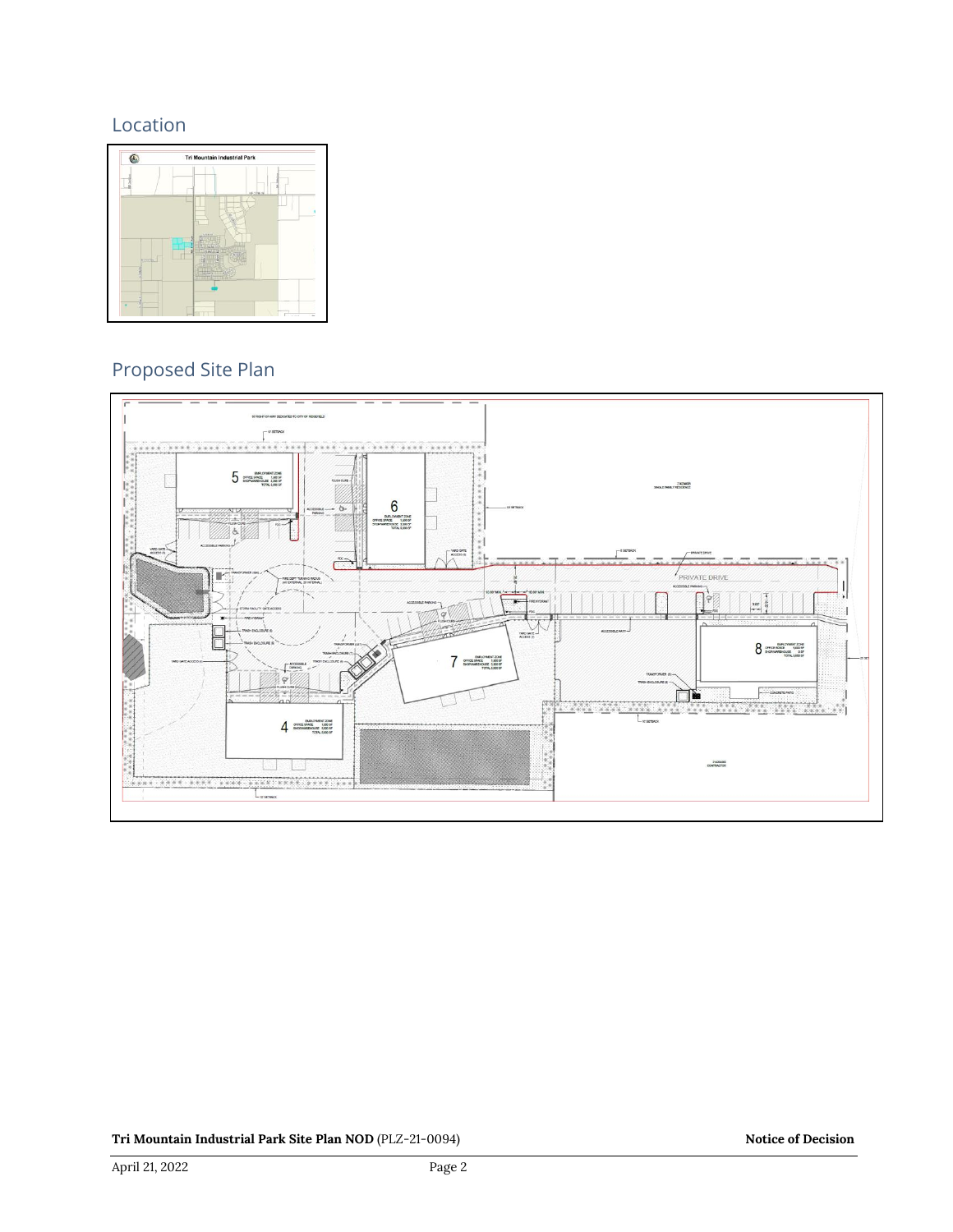## Location

## Proposed Site Plan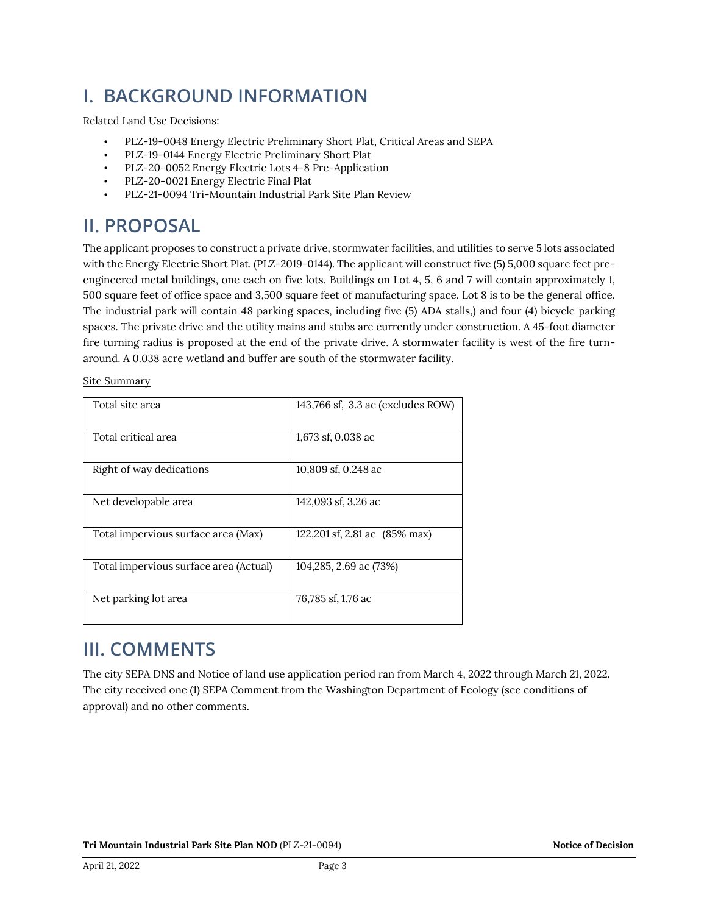# I. BACKGROUND INFORMATION

Related Land Use Decisions:

- PLZ-19-0048 Energy Electric Preliminary Short Plat, Critical Areas and SEPA
- PLZ-19-0144 Energy Electric Preliminary Short Plat
- PLZ-20-0052 Energy Electric Lots 4-8 Pre-Application
- PLZ-20-0021 Energy Electric Final Plat
- PLZ-21-0094 Tri-Mountain Industrial Park Site Plan Review

# II. PROPOSAL

The applicant proposes to construct a private drive, stormwater facilities, and utilities to serve 5 lots associated with the Energy Electric Short Plat. (PLZ-2019-0144). The applicant will construct five (5) 5,000 square feet pre-engineered metal buildings, one each on five lots. Buildings on Lot 4, 5, 6 and 7 will contain approximately 1, 500 square feet of office space and 3,500 square feet of manufacturing space. Lot 8 is to be the general office. The industrial park will contain 48 parking spaces, including five (5) ADA stalls,) and four (4) bicycle parking spaces. The private drive and the utility mains and stubs are currently under construction. A 45-foot diameter fire turning radius is proposed at the end of the private drive. A stormwater facility is west of the fire turn-around. A 0.038 acre wetland and buffer are south of the stormwater facility.

Site Summary

| | |
|---|---|
| Total site area | 143,766 sf, 3.3 ac (excludes ROW) |
| Total critical area | 1,673 sf, 0.038 ac |
| Right of way dedications | 10,809 sf, 0.248 ac |
| Net developable area | 142,093 sf, 3.26 ac |
| Total impervious surface area (Max) | 122,201 sf, 2.81 ac (85% max) |
| Total impervious surface area (Actual) | 104,285, 2.69 ac (73%) |
| Net parking lot area | 76,785 sf, 1.76 ac |

# III. COMMENTS

The city SEPA DNS and Notice of land use application period ran from March 4, 2022 through March 21, 2022. The city received one (1) SEPA Comment from the Washington Department of Ecology (see conditions of approval) and no other comments.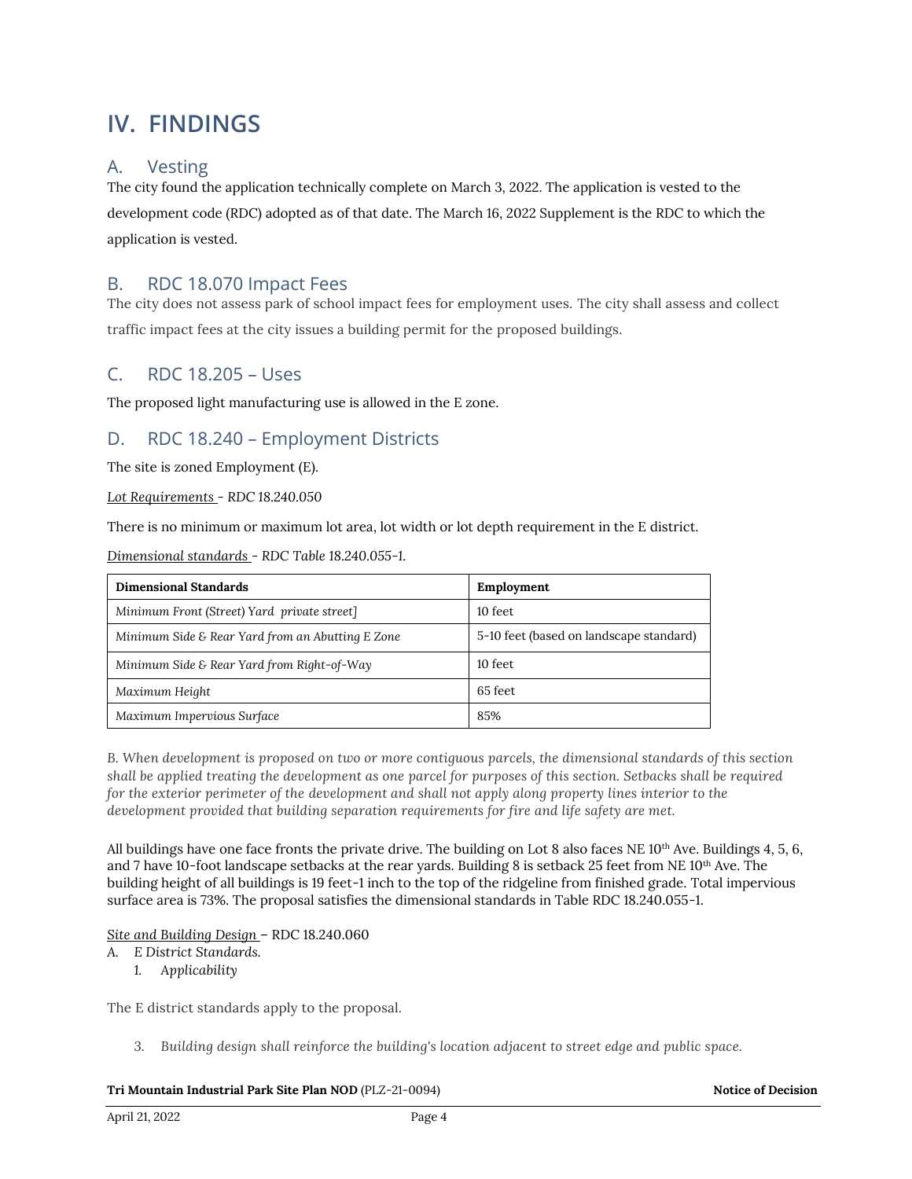# IV. FINDINGS

## A. Vesting

The city found the application technically complete on March 3, 2022. The application is vested to the development code (RDC) adopted as of that date. The March 16, 2022 Supplement is the RDC to which the application is vested.

## B. RDC 18.070 Impact Fees

The city does not assess park of school impact fees for employment uses. The city shall assess and collect traffic impact fees at the city issues a building permit for the proposed buildings.

## C. RDC 18.205 – Uses

The proposed light manufacturing use is allowed in the E zone.

## D. RDC 18.240 – Employment Districts

The site is zoned Employment (E).

*Lot Requirements* - RDC 18.240.050

There is no minimum or maximum lot area, lot width or lot depth requirement in the E district.

*Dimensional standards* - *RDC Table 18.240.055-1.*

| **Dimensional Standards** | **Employment** |
|---|---|
| *Minimum Front (Street) Yard private street]* | 10 feet |
| *Minimum Side & Rear Yard from an Abutting E Zone* | 5-10 feet (based on landscape standard) |
| *Minimum Side & Rear Yard from Right-of-Way* | 10 feet |
| *Maximum Height* | 65 feet |
| *Maximum Impervious Surface* | 85% |

*B. When development is proposed on two or more contiguous parcels, the dimensional standards of this section shall be applied treating the development as one parcel for purposes of this section. Setbacks shall be required for the exterior perimeter of the development and shall not apply along property lines interior to the development provided that building separation requirements for fire and life safety are met.*

All buildings have one face fronts the private drive. The building on Lot 8 also faces NE 10th Ave. Buildings 4, 5, 6, and 7 have 10-foot landscape setbacks at the rear yards. Building 8 is setback 25 feet from NE 10th Ave. The building height of all buildings is 19 feet-1 inch to the top of the ridgeline from finished grade. Total impervious surface area is 73%. The proposal satisfies the dimensional standards in Table RDC 18.240.055-1.

*Site and Building Design* – RDC 18.240.060

A. *E District Standards.*
   1. *Applicability*

The E district standards apply to the proposal.

   3. *Building design shall reinforce the building's location adjacent to street edge and public space.*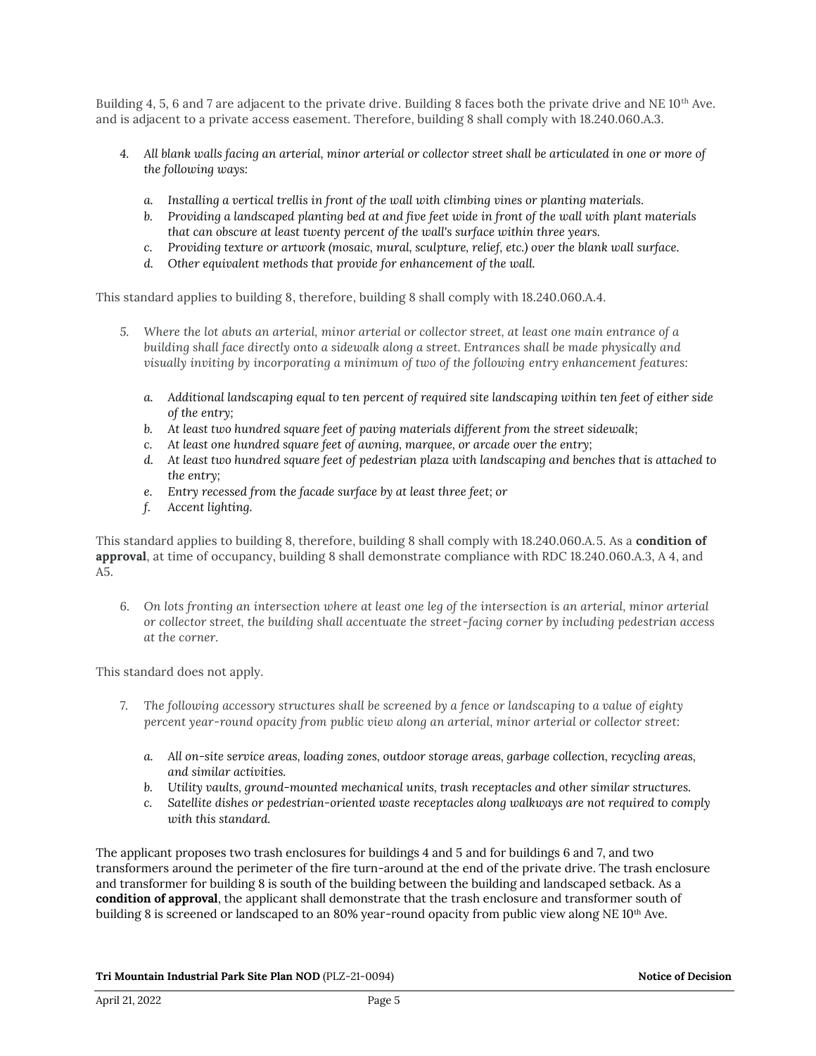Building 4, 5, 6 and 7 are adjacent to the private drive. Building 8 faces both the private drive and NE 10th Ave. and is adjacent to a private access easement. Therefore, building 8 shall comply with 18.240.060.A.3.

4. *All blank walls facing an arterial, minor arterial or collector street shall be articulated in one or more of the following ways:*

   a. *Installing a vertical trellis in front of the wall with climbing vines or planting materials.*
   b. *Providing a landscaped planting bed at and five feet wide in front of the wall with plant materials that can obscure at least twenty percent of the wall's surface within three years.*
   c. *Providing texture or artwork (mosaic, mural, sculpture, relief, etc.) over the blank wall surface.*
   d. *Other equivalent methods that provide for enhancement of the wall.*

This standard applies to building 8, therefore, building 8 shall comply with 18.240.060.A.4.

5. *Where the lot abuts an arterial, minor arterial or collector street, at least one main entrance of a building shall face directly onto a sidewalk along a street. Entrances shall be made physically and visually inviting by incorporating a minimum of two of the following entry enhancement features:*

   a. *Additional landscaping equal to ten percent of required site landscaping within ten feet of either side of the entry;*
   b. *At least two hundred square feet of paving materials different from the street sidewalk;*
   c. *At least one hundred square feet of awning, marquee, or arcade over the entry;*
   d. *At least two hundred square feet of pedestrian plaza with landscaping and benches that is attached to the entry;*
   e. *Entry recessed from the facade surface by at least three feet; or*
   f. *Accent lighting.*

This standard applies to building 8, therefore, building 8 shall comply with 18.240.060.A.5. As a **condition of approval**, at time of occupancy, building 8 shall demonstrate compliance with RDC 18.240.060.A.3, A 4, and A5.

6. *On lots fronting an intersection where at least one leg of the intersection is an arterial, minor arterial or collector street, the building shall accentuate the street-facing corner by including pedestrian access at the corner.*

This standard does not apply.

7. *The following accessory structures shall be screened by a fence or landscaping to a value of eighty percent year-round opacity from public view along an arterial, minor arterial or collector street:*

   a. *All on-site service areas, loading zones, outdoor storage areas, garbage collection, recycling areas, and similar activities.*
   b. *Utility vaults, ground-mounted mechanical units, trash receptacles and other similar structures.*
   c. *Satellite dishes or pedestrian-oriented waste receptacles along walkways are not required to comply with this standard.*

The applicant proposes two trash enclosures for buildings 4 and 5 and for buildings 6 and 7, and two transformers around the perimeter of the fire turn-around at the end of the private drive. The trash enclosure and transformer for building 8 is south of the building between the building and landscaped setback. As a **condition of approval**, the applicant shall demonstrate that the trash enclosure and transformer south of building 8 is screened or landscaped to an 80% year-round opacity from public view along NE 10th Ave.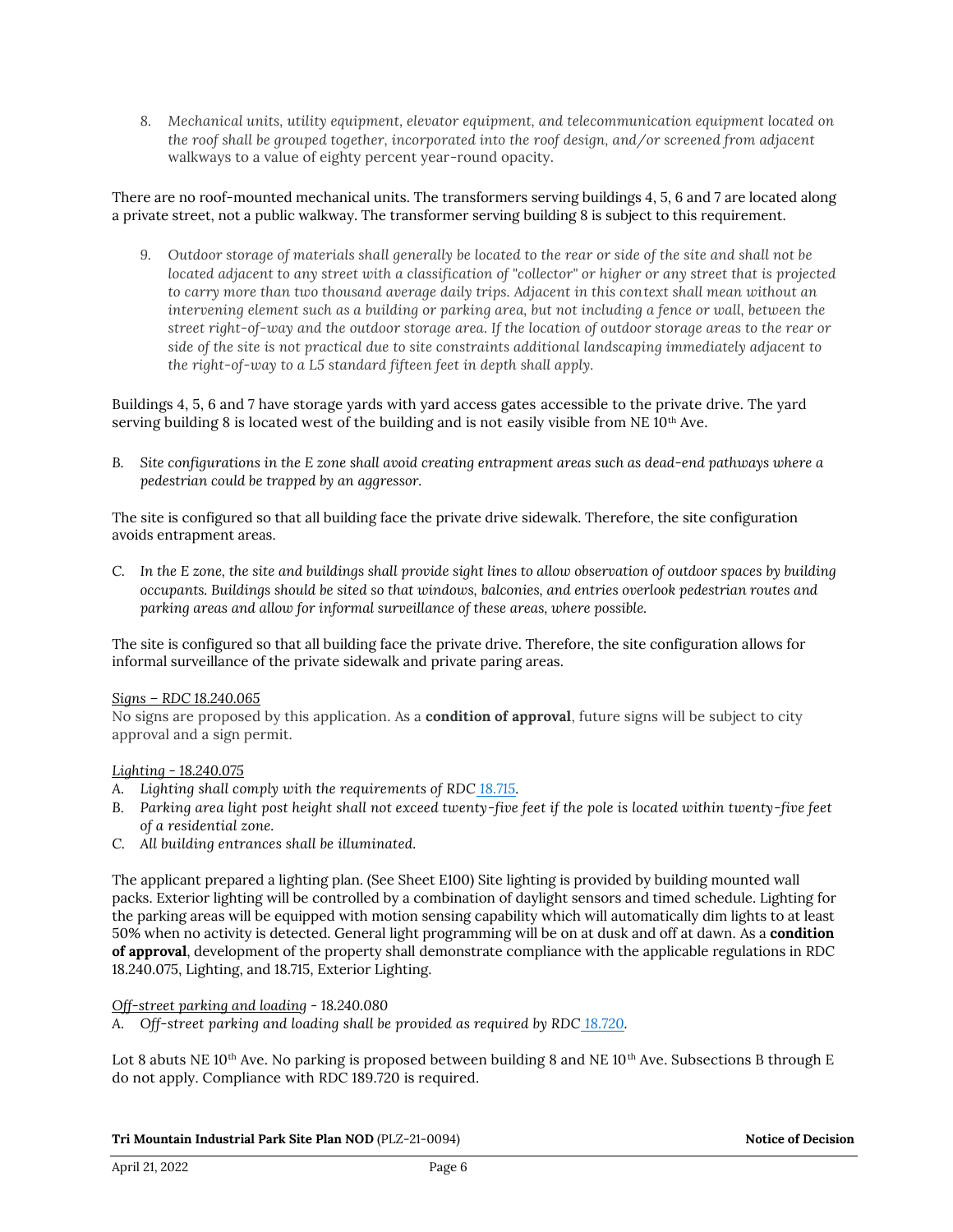8. *Mechanical units, utility equipment, elevator equipment, and telecommunication equipment located on the roof shall be grouped together, incorporated into the roof design, and/or screened from adjacent* walkways to a value of eighty percent year-round opacity.

There are no roof-mounted mechanical units. The transformers serving buildings 4, 5, 6 and 7 are located along a private street, not a public walkway. The transformer serving building 8 is subject to this requirement.

9. *Outdoor storage of materials shall generally be located to the rear or side of the site and shall not be located adjacent to any street with a classification of "collector" or higher or any street that is projected to carry more than two thousand average daily trips. Adjacent in this context shall mean without an intervening element such as a building or parking area, but not including a fence or wall, between the street right-of-way and the outdoor storage area. If the location of outdoor storage areas to the rear or side of the site is not practical due to site constraints additional landscaping immediately adjacent to the right-of-way to a L5 standard fifteen feet in depth shall apply.*

Buildings 4, 5, 6 and 7 have storage yards with yard access gates accessible to the private drive. The yard serving building 8 is located west of the building and is not easily visible from NE 10th Ave.

B. *Site configurations in the E zone shall avoid creating entrapment areas such as dead-end pathways where a pedestrian could be trapped by an aggressor.*

The site is configured so that all building face the private drive sidewalk. Therefore, the site configuration avoids entrapment areas.

C. *In the E zone, the site and buildings shall provide sight lines to allow observation of outdoor spaces by building occupants. Buildings should be sited so that windows, balconies, and entries overlook pedestrian routes and parking areas and allow for informal surveillance of these areas, where possible.*

The site is configured so that all building face the private drive. Therefore, the site configuration allows for informal surveillance of the private sidewalk and private paring areas.

*Signs – RDC 18.240.065*

No signs are proposed by this application. As a **condition of approval**, future signs will be subject to city approval and a sign permit.

*Lighting - 18.240.075*

A. *Lighting shall comply with the requirements of RDC 18.715.*
B. *Parking area light post height shall not exceed twenty-five feet if the pole is located within twenty-five feet of a residential zone.*
C. *All building entrances shall be illuminated.*

The applicant prepared a lighting plan. (See Sheet E100) Site lighting is provided by building mounted wall packs. Exterior lighting will be controlled by a combination of daylight sensors and timed schedule. Lighting for the parking areas will be equipped with motion sensing capability which will automatically dim lights to at least 50% when no activity is detected. General light programming will be on at dusk and off at dawn. As a **condition of approval**, development of the property shall demonstrate compliance with the applicable regulations in RDC 18.240.075, Lighting, and 18.715, Exterior Lighting.

*Off-street parking and loading* - 18.240.080

A. *Off-street parking and loading shall be provided as required by RDC 18.720.*

Lot 8 abuts NE 10th Ave. No parking is proposed between building 8 and NE 10th Ave. Subsections B through E do not apply. Compliance with RDC 189.720 is required.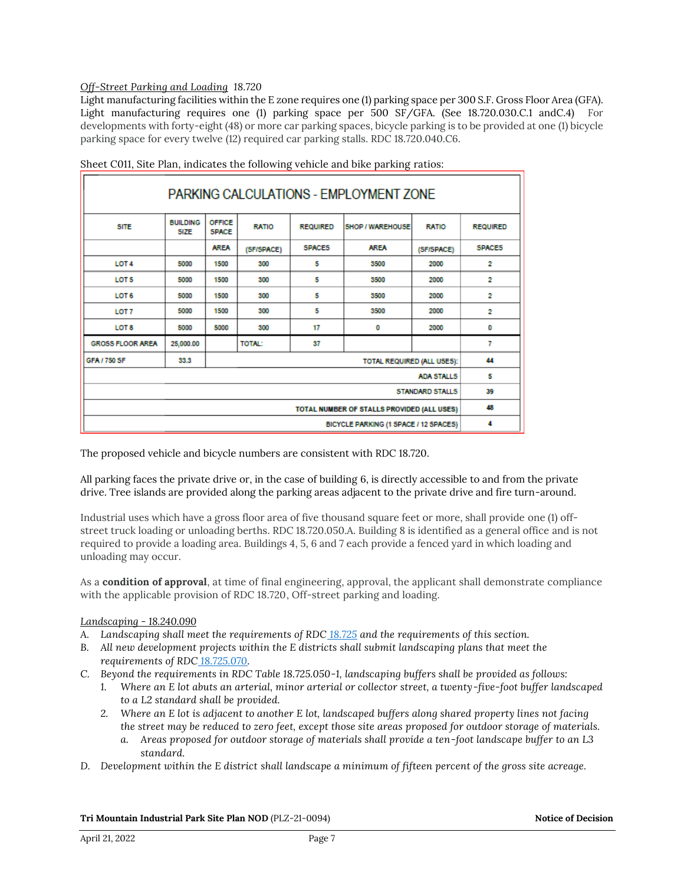<u>*Off-Street Parking and Loading*</u> 18.720

Light manufacturing facilities within the E zone requires one (1) parking space per 300 S.F. Gross Floor Area (GFA). Light manufacturing requires one (1) parking space per 500 SF/GFA. (See 18.720.030.C.1 andC.4) For developments with forty-eight (48) or more car parking spaces, bicycle parking is to be provided at one (1) bicycle parking space for every twelve (12) required car parking stalls. RDC 18.720.040.C6.

Sheet C011, Site Plan, indicates the following vehicle and bike parking ratios:

| PARKING CALCULATIONS - EMPLOYMENT ZONE | | | | | | | |
|---|---|---|---|---|---|---|---|
| SITE | BUILDING SIZE | OFFICE SPACE | RATIO | REQUIRED | SHOP / WAREHOUSE | RATIO | REQUIRED |
| | | AREA | (SF/SPACE) | SPACES | AREA | (SF/SPACE) | SPACES |
| LOT 4 | 5000 | 1500 | 300 | 5 | 3500 | 2000 | 2 |
| LOT 5 | 5000 | 1500 | 300 | 5 | 3500 | 2000 | 2 |
| LOT 6 | 5000 | 1500 | 300 | 5 | 3500 | 2000 | 2 |
| LOT 7 | 5000 | 1500 | 300 | 5 | 3500 | 2000 | 2 |
| LOT 8 | 5000 | 5000 | 300 | 17 | 0 | 2000 | 0 |
| GROSS FLOOR AREA | 25,000.00 | | TOTAL: | 37 | | | 7 |
| GFA / 750 SF | 33.3 | | | | | TOTAL REQUIRED (ALL USES): | 44 |
| | | | | | | ADA STALLS | 5 |
| | | | | | | STANDARD STALLS | 39 |
| | | | | | | TOTAL NUMBER OF STALLS PROVIDED (ALL USES) | 48 |
| | | | | | | BICYCLE PARKING (1 SPACE / 12 SPACES) | 4 |

The proposed vehicle and bicycle numbers are consistent with RDC 18.720.

All parking faces the private drive or, in the case of building 6, is directly accessible to and from the private drive. Tree islands are provided along the parking areas adjacent to the private drive and fire turn-around.

Industrial uses which have a gross floor area of five thousand square feet or more, shall provide one (1) off-street truck loading or unloading berths. RDC 18.720.050.A. Building 8 is identified as a general office and is not required to provide a loading area. Buildings 4, 5, 6 and 7 each provide a fenced yard in which loading and unloading may occur.

As a **condition of approval**, at time of final engineering, approval, the applicant shall demonstrate compliance with the applicable provision of RDC 18.720, Off-street parking and loading.

<u>*Landscaping - 18.240.090*</u>

A. *Landscaping shall meet the requirements of RDC 18.725 and the requirements of this section.*
B. *All new development projects within the E districts shall submit landscaping plans that meet the requirements of RDC 18.725.070.*
C. *Beyond the requirements in RDC Table 18.725.050-1, landscaping buffers shall be provided as follows:*
   1. *Where an E lot abuts an arterial, minor arterial or collector street, a twenty-five-foot buffer landscaped to a L2 standard shall be provided.*
   2. *Where an E lot is adjacent to another E lot, landscaped buffers along shared property lines not facing the street may be reduced to zero feet, except those site areas proposed for outdoor storage of materials.*
      a. *Areas proposed for outdoor storage of materials shall provide a ten-foot landscape buffer to an L3 standard.*
D. *Development within the E district shall landscape a minimum of fifteen percent of the gross site acreage.*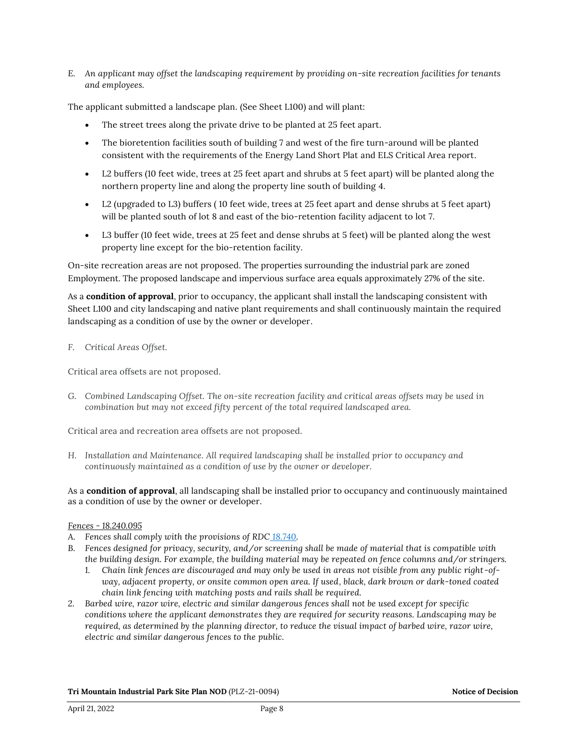E. *An applicant may offset the landscaping requirement by providing on-site recreation facilities for tenants and employees.*

The applicant submitted a landscape plan. (See Sheet L100) and will plant:

- The street trees along the private drive to be planted at 25 feet apart.
- The bioretention facilities south of building 7 and west of the fire turn-around will be planted consistent with the requirements of the Energy Land Short Plat and ELS Critical Area report.
- L2 buffers (10 feet wide, trees at 25 feet apart and shrubs at 5 feet apart) will be planted along the northern property line and along the property line south of building 4.
- L2 (upgraded to L3) buffers ( 10 feet wide, trees at 25 feet apart and dense shrubs at 5 feet apart) will be planted south of lot 8 and east of the bio-retention facility adjacent to lot 7.
- L3 buffer (10 feet wide, trees at 25 feet and dense shrubs at 5 feet) will be planted along the west property line except for the bio-retention facility.

On-site recreation areas are not proposed. The properties surrounding the industrial park are zoned Employment. The proposed landscape and impervious surface area equals approximately 27% of the site.

As a **condition of approval**, prior to occupancy, the applicant shall install the landscaping consistent with Sheet L100 and city landscaping and native plant requirements and shall continuously maintain the required landscaping as a condition of use by the owner or developer.

F. *Critical Areas Offset.*

Critical area offsets are not proposed.

G. *Combined Landscaping Offset. The on-site recreation facility and critical areas offsets may be used in combination but may not exceed fifty percent of the total required landscaped area.*

Critical area and recreation area offsets are not proposed.

H. *Installation and Maintenance. All required landscaping shall be installed prior to occupancy and continuously maintained as a condition of use by the owner or developer.*

As a **condition of approval**, all landscaping shall be installed prior to occupancy and continuously maintained as a condition of use by the owner or developer.

<u>*Fences – 18.240.095*</u>

A. *Fences shall comply with the provisions of RDC 18.740.*
B. *Fences designed for privacy, security, and/or screening shall be made of material that is compatible with the building design. For example, the building material may be repeated on fence columns and/or stringers.*
   1. *Chain link fences are discouraged and may only be used in areas not visible from any public right-of-way, adjacent property, or onsite common open area. If used, black, dark brown or dark-toned coated chain link fencing with matching posts and rails shall be required.*
2. *Barbed wire, razor wire, electric and similar dangerous fences shall not be used except for specific conditions where the applicant demonstrates they are required for security reasons. Landscaping may be required, as determined by the planning director, to reduce the visual impact of barbed wire, razor wire, electric and similar dangerous fences to the public.*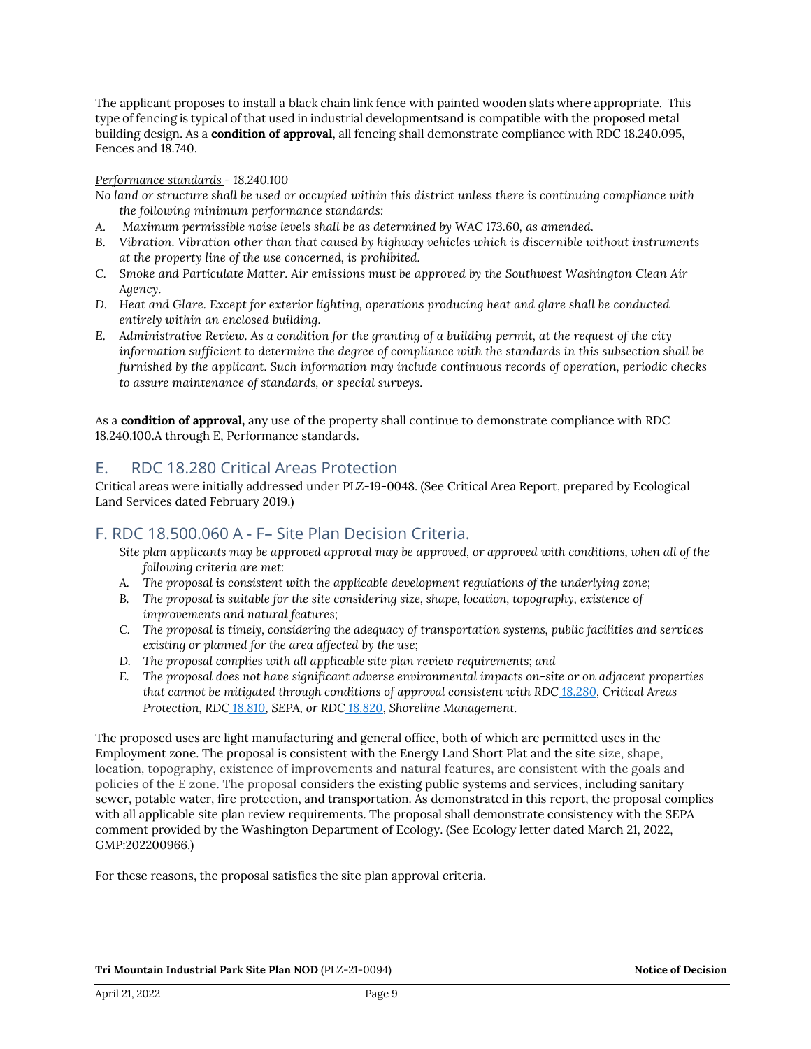The applicant proposes to install a black chain link fence with painted wooden slats where appropriate. This type of fencing is typical of that used in industrial developmentsand is compatible with the proposed metal building design. As a **condition of approval**, all fencing shall demonstrate compliance with RDC 18.240.095, Fences and 18.740.

*Performance standards* - 18.240.100

*No land or structure shall be used or occupied within this district unless there is continuing compliance with the following minimum performance standards:*

A. *Maximum permissible noise levels shall be as determined by WAC 173.60, as amended.*
B. *Vibration. Vibration other than that caused by highway vehicles which is discernible without instruments at the property line of the use concerned, is prohibited.*
C. *Smoke and Particulate Matter. Air emissions must be approved by the Southwest Washington Clean Air Agency.*
D. *Heat and Glare. Except for exterior lighting, operations producing heat and glare shall be conducted entirely within an enclosed building.*
E. *Administrative Review. As a condition for the granting of a building permit, at the request of the city information sufficient to determine the degree of compliance with the standards in this subsection shall be furnished by the applicant. Such information may include continuous records of operation, periodic checks to assure maintenance of standards, or special surveys.*

As a **condition of approval,** any use of the property shall continue to demonstrate compliance with RDC 18.240.100.A through E, Performance standards.

## E. RDC 18.280 Critical Areas Protection

Critical areas were initially addressed under PLZ-19-0048. (See Critical Area Report, prepared by Ecological Land Services dated February 2019.)

## F. RDC 18.500.060 A - F– Site Plan Decision Criteria.

*Site plan applicants may be approved approval may be approved, or approved with conditions, when all of the following criteria are met:*

A. *The proposal is consistent with the applicable development regulations of the underlying zone;*
B. *The proposal is suitable for the site considering size, shape, location, topography, existence of improvements and natural features;*
C. *The proposal is timely, considering the adequacy of transportation systems, public facilities and services existing or planned for the area affected by the use;*
D. *The proposal complies with all applicable site plan review requirements; and*
E. *The proposal does not have significant adverse environmental impacts on-site or on adjacent properties that cannot be mitigated through conditions of approval consistent with RDC 18.280, Critical Areas Protection, RDC 18.810, SEPA, or RDC 18.820, Shoreline Management.*

The proposed uses are light manufacturing and general office, both of which are permitted uses in the Employment zone. The proposal is consistent with the Energy Land Short Plat and the site size, shape, location, topography, existence of improvements and natural features, are consistent with the goals and policies of the E zone. The proposal considers the existing public systems and services, including sanitary sewer, potable water, fire protection, and transportation. As demonstrated in this report, the proposal complies with all applicable site plan review requirements. The proposal shall demonstrate consistency with the SEPA comment provided by the Washington Department of Ecology. (See Ecology letter dated March 21, 2022, GMP:202200966.)

For these reasons, the proposal satisfies the site plan approval criteria.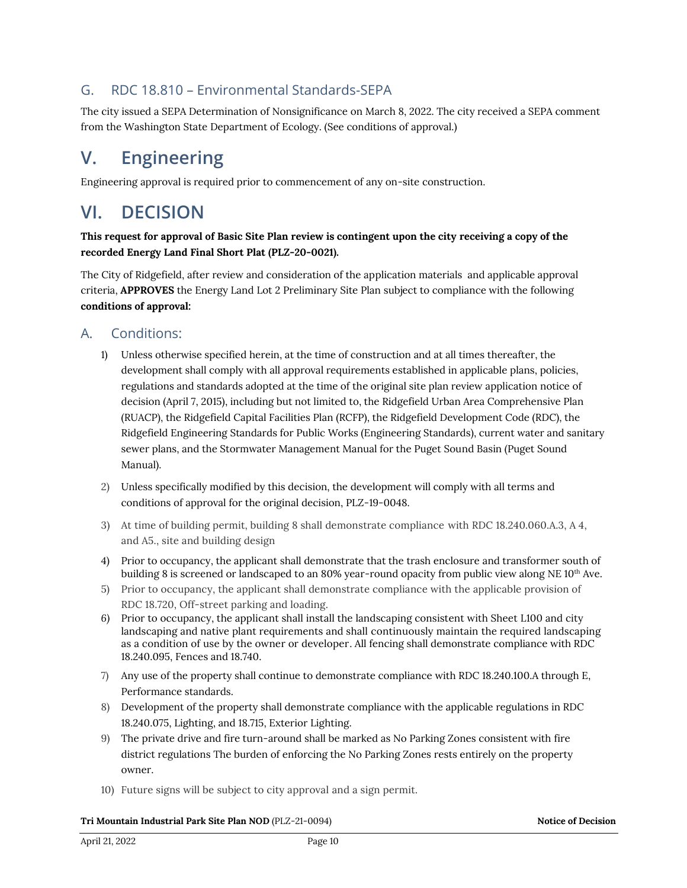## G. RDC 18.810 – Environmental Standards-SEPA

The city issued a SEPA Determination of Nonsignificance on March 8, 2022. The city received a SEPA comment from the Washington State Department of Ecology. (See conditions of approval.)

# V. Engineering

Engineering approval is required prior to commencement of any on-site construction.

# VI. DECISION

**This request for approval of Basic Site Plan review is contingent upon the city receiving a copy of the recorded Energy Land Final Short Plat (PLZ-20-0021).**

The City of Ridgefield, after review and consideration of the application materials and applicable approval criteria, **APPROVES** the Energy Land Lot 2 Preliminary Site Plan subject to compliance with the following **conditions of approval:**

## A. Conditions:

1) Unless otherwise specified herein, at the time of construction and at all times thereafter, the development shall comply with all approval requirements established in applicable plans, policies, regulations and standards adopted at the time of the original site plan review application notice of decision (April 7, 2015), including but not limited to, the Ridgefield Urban Area Comprehensive Plan (RUACP), the Ridgefield Capital Facilities Plan (RCFP), the Ridgefield Development Code (RDC), the Ridgefield Engineering Standards for Public Works (Engineering Standards), current water and sanitary sewer plans, and the Stormwater Management Manual for the Puget Sound Basin (Puget Sound Manual).
2) Unless specifically modified by this decision, the development will comply with all terms and conditions of approval for the original decision, PLZ-19-0048.
3) At time of building permit, building 8 shall demonstrate compliance with RDC 18.240.060.A.3, A 4, and A5., site and building design
4) Prior to occupancy, the applicant shall demonstrate that the trash enclosure and transformer south of building 8 is screened or landscaped to an 80% year-round opacity from public view along NE 10th Ave.
5) Prior to occupancy, the applicant shall demonstrate compliance with the applicable provision of RDC 18.720, Off-street parking and loading.
6) Prior to occupancy, the applicant shall install the landscaping consistent with Sheet L100 and city landscaping and native plant requirements and shall continuously maintain the required landscaping as a condition of use by the owner or developer. All fencing shall demonstrate compliance with RDC 18.240.095, Fences and 18.740.
7) Any use of the property shall continue to demonstrate compliance with RDC 18.240.100.A through E, Performance standards.
8) Development of the property shall demonstrate compliance with the applicable regulations in RDC 18.240.075, Lighting, and 18.715, Exterior Lighting.
9) The private drive and fire turn-around shall be marked as No Parking Zones consistent with fire district regulations The burden of enforcing the No Parking Zones rests entirely on the property owner.
10) Future signs will be subject to city approval and a sign permit.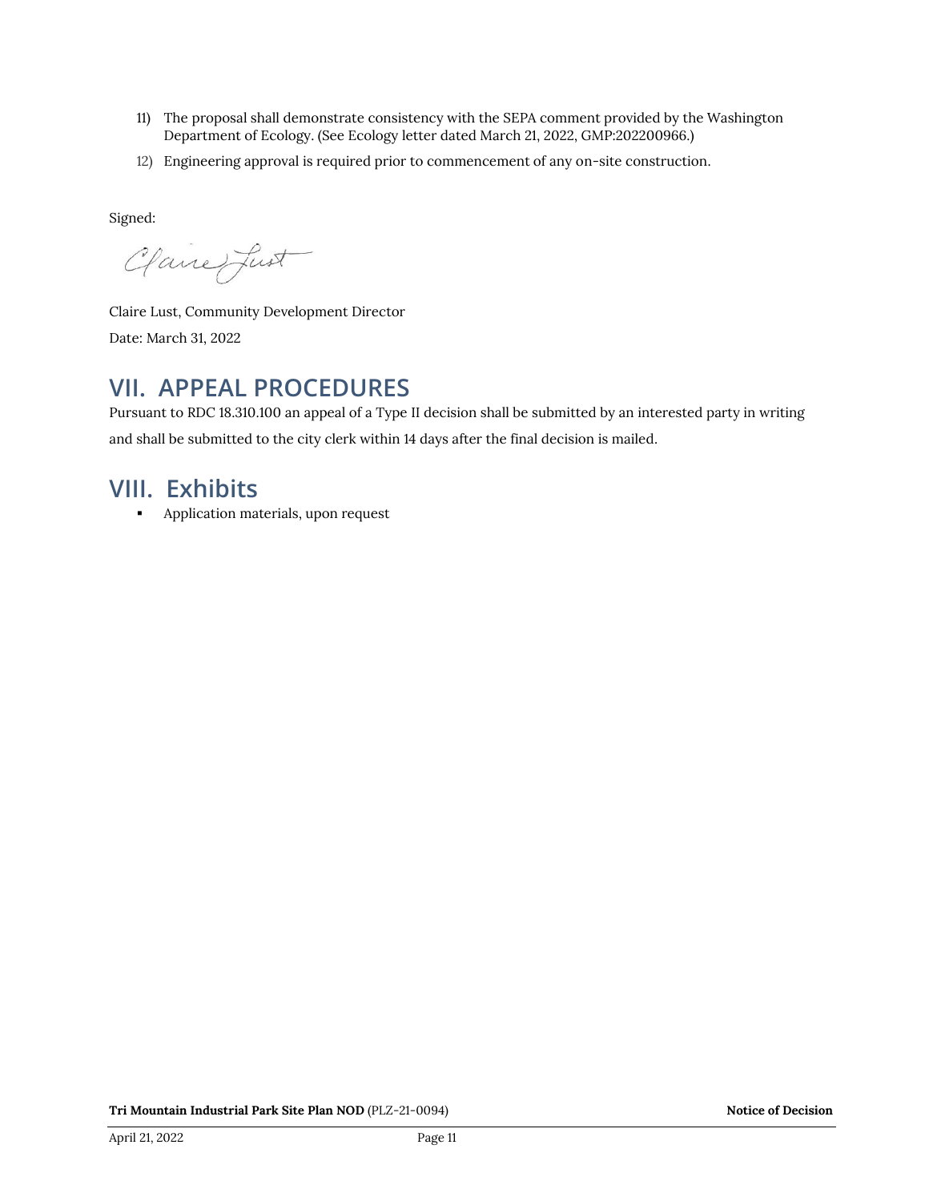11) The proposal shall demonstrate consistency with the SEPA comment provided by the Washington Department of Ecology. (See Ecology letter dated March 21, 2022, GMP:202200966.)
12) Engineering approval is required prior to commencement of any on-site construction.

Signed:

Claire Lust, Community Development Director

Date: March 31, 2022

## VII. APPEAL PROCEDURES

Pursuant to RDC 18.310.100 an appeal of a Type II decision shall be submitted by an interested party in writing and shall be submitted to the city clerk within 14 days after the final decision is mailed.

## VIII. Exhibits

- Application materials, upon request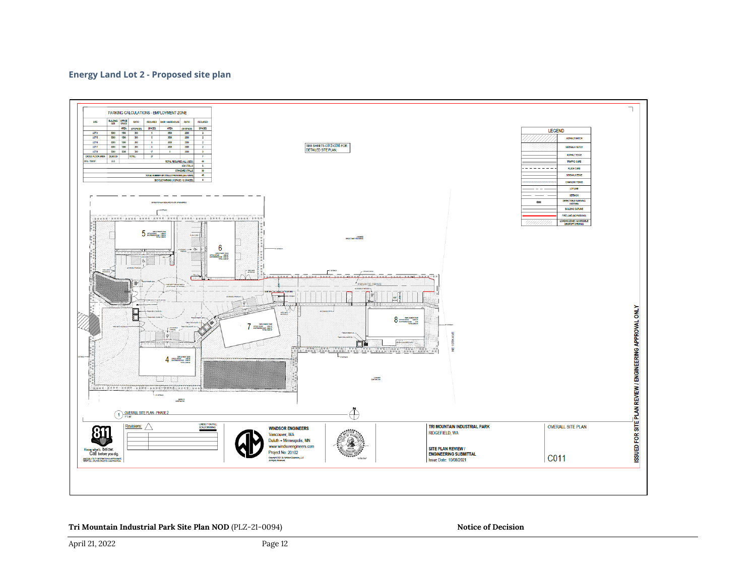## Energy Land Lot 2 - Proposed site plan

PARKING CALCULATIONS - EMPLOYMENT ZONE

| SITE | BUILDING SIZE | OFFICE SPACE AREA | RATIO (SF/SPACE) | REQUIRED SPACES | SHOP / WAREHOUSE AREA | RATIO (SF/SPACE) | REQUIRED SPACES |
|---|---|---|---|---|---|---|---|
| LOT 4 | 5000 | 1500 | 300 | 5 | 3500 | 2000 | 2 |
| LOT 5 | 5000 | 1500 | 300 | 5 | 3500 | 2000 | 2 |
| LOT 6 | 5000 | 1500 | 300 | 5 | 3500 | 2000 | 2 |
| LOT 7 | 5000 | 1500 | 300 | 5 | 3500 | 2000 | 2 |
| LOT 8 | 5000 | 5000 | 300 | 17 | 0 | 2000 | 0 |
| GROSS FLOOR AREA | 25,000.00 | | TOTAL: | 37 | | | 7 |
| GFA / 1000 SF | 22.3 | | | | | | |
| | | | | | | TOTAL REQUIRED (ALL USES) | 44 |
| | | | | | | ADA STALLS | 5 |
| | | | | | | STANDARD STALLS | 39 |
| | | | | | | TOTAL NUMBER OF STALLS PROVIDED (ALL USES) | 44 |
| | | | | | | BICYCLE PARKING (1 SPACE / 10 SPACES) | 4 |

SEE SHEETS C012-C016 FOR DETAILED SITE PLAN

LEGEND
- ASPHALT HATCH
- SIDEWALK HATCH
- ASPHALT EDGE
- TRAFFIC CURB
- FLUSH CURB
- SIDEWALK EDGE
- CHAINLINK FENCE
- LOT LINE
- SETBACK
- DETECTABLE WARNING PATTERN
- BUILDING OUTLINE
- FIRE LANE (NO PARKING)
- LOADING ZONE / ACCESSIBLE DROPOFF STRIPING

PRIVATE DRIVE

NE 10TH AVE

1 OVERALL SITE PLAN - PHASE 2

Revisions:

WINDSOR ENGINEERS
Vancouver, WA
Duluth + Minneapolis, MN
www.windsorengineers.com
Project No: 20102

TRI MOUNTAIN INDUSTRIAL PARK
RIDGEFIELD, WA

SITE PLAN REVIEW / ENGINEERING SUBMITTAL
Issue Date: 10/08/2021

OVERALL SITE PLAN

C011

ISSUED FOR SITE PLAN REVIEW / ENGINEERING APPROVAL ONLY